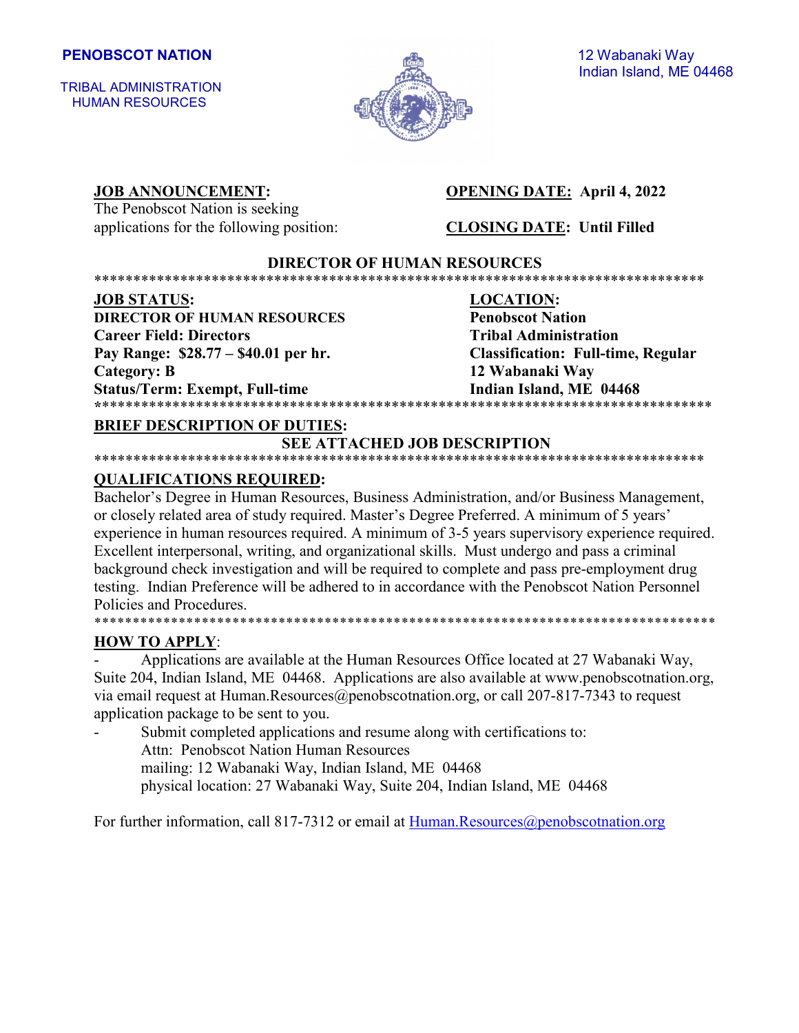**PENOBSCOT NATION**

TRIBAL ADMINISTRATION
HUMAN RESOURCES

12 Wabanaki Way
Indian Island, ME 04468

**JOB ANNOUNCEMENT:**
The Penobscot Nation is seeking applications for the following position:

**OPENING DATE: April 4, 2022**

**CLOSING DATE: Until Filled**

## DIRECTOR OF HUMAN RESOURCES

******************************************************************************

**JOB STATUS:**
**DIRECTOR OF HUMAN RESOURCES**
**Career Field: Directors**
**Pay Range: $28.77 – $40.01 per hr.**
**Category: B**
**Status/Term: Exempt, Full-time**

**LOCATION:**
**Penobscot Nation**
**Tribal Administration**
**Classification: Full-time, Regular**
**12 Wabanaki Way**
**Indian Island, ME 04468**

******************************************************************************

**BRIEF DESCRIPTION OF DUTIES:**

**SEE ATTACHED JOB DESCRIPTION**

******************************************************************************

**QUALIFICATIONS REQUIRED:**

Bachelor's Degree in Human Resources, Business Administration, and/or Business Management, or closely related area of study required. Master's Degree Preferred. A minimum of 5 years' experience in human resources required. A minimum of 3-5 years supervisory experience required. Excellent interpersonal, writing, and organizational skills. Must undergo and pass a criminal background check investigation and will be required to complete and pass pre-employment drug testing. Indian Preference will be adhered to in accordance with the Penobscot Nation Personnel Policies and Procedures.

******************************************************************************

**HOW TO APPLY:**

- Applications are available at the Human Resources Office located at 27 Wabanaki Way, Suite 204, Indian Island, ME 04468. Applications are also available at www.penobscotnation.org, via email request at Human.Resources@penobscotnation.org, or call 207-817-7343 to request application package to be sent to you.
- Submit completed applications and resume along with certifications to:
  Attn: Penobscot Nation Human Resources
  mailing: 12 Wabanaki Way, Indian Island, ME 04468
  physical location: 27 Wabanaki Way, Suite 204, Indian Island, ME 04468

For further information, call 817-7312 or email at Human.Resources@penobscotnation.org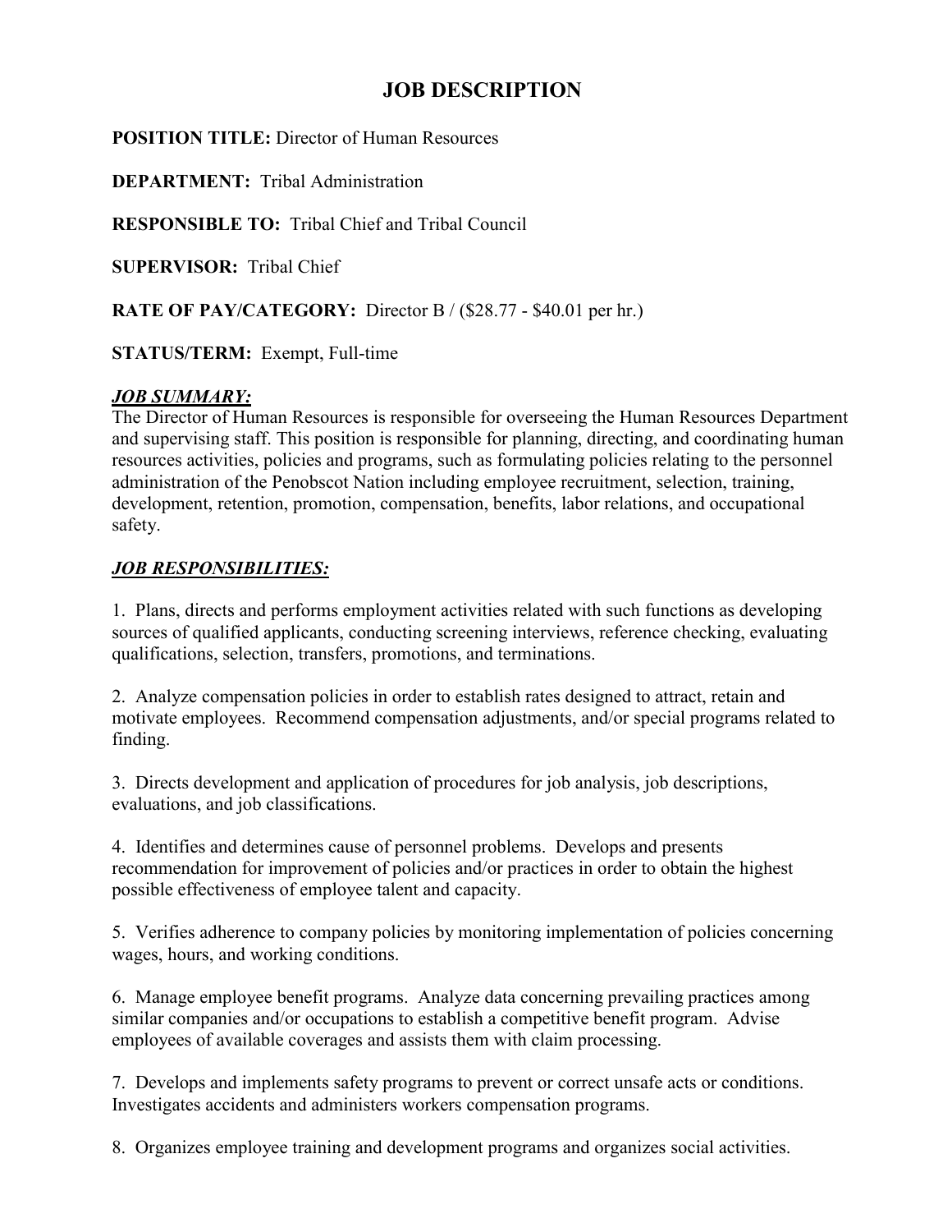# JOB DESCRIPTION

**POSITION TITLE:** Director of Human Resources

**DEPARTMENT:** Tribal Administration

**RESPONSIBLE TO:** Tribal Chief and Tribal Council

**SUPERVISOR:** Tribal Chief

**RATE OF PAY/CATEGORY:** Director B / ($28.77 - $40.01 per hr.)

**STATUS/TERM:** Exempt, Full-time

***JOB SUMMARY:***

The Director of Human Resources is responsible for overseeing the Human Resources Department and supervising staff. This position is responsible for planning, directing, and coordinating human resources activities, policies and programs, such as formulating policies relating to the personnel administration of the Penobscot Nation including employee recruitment, selection, training, development, retention, promotion, compensation, benefits, labor relations, and occupational safety.

***JOB RESPONSIBILITIES:***

1. Plans, directs and performs employment activities related with such functions as developing sources of qualified applicants, conducting screening interviews, reference checking, evaluating qualifications, selection, transfers, promotions, and terminations.

2. Analyze compensation policies in order to establish rates designed to attract, retain and motivate employees. Recommend compensation adjustments, and/or special programs related to finding.

3. Directs development and application of procedures for job analysis, job descriptions, evaluations, and job classifications.

4. Identifies and determines cause of personnel problems. Develops and presents recommendation for improvement of policies and/or practices in order to obtain the highest possible effectiveness of employee talent and capacity.

5. Verifies adherence to company policies by monitoring implementation of policies concerning wages, hours, and working conditions.

6. Manage employee benefit programs. Analyze data concerning prevailing practices among similar companies and/or occupations to establish a competitive benefit program. Advise employees of available coverages and assists them with claim processing.

7. Develops and implements safety programs to prevent or correct unsafe acts or conditions. Investigates accidents and administers workers compensation programs.

8. Organizes employee training and development programs and organizes social activities.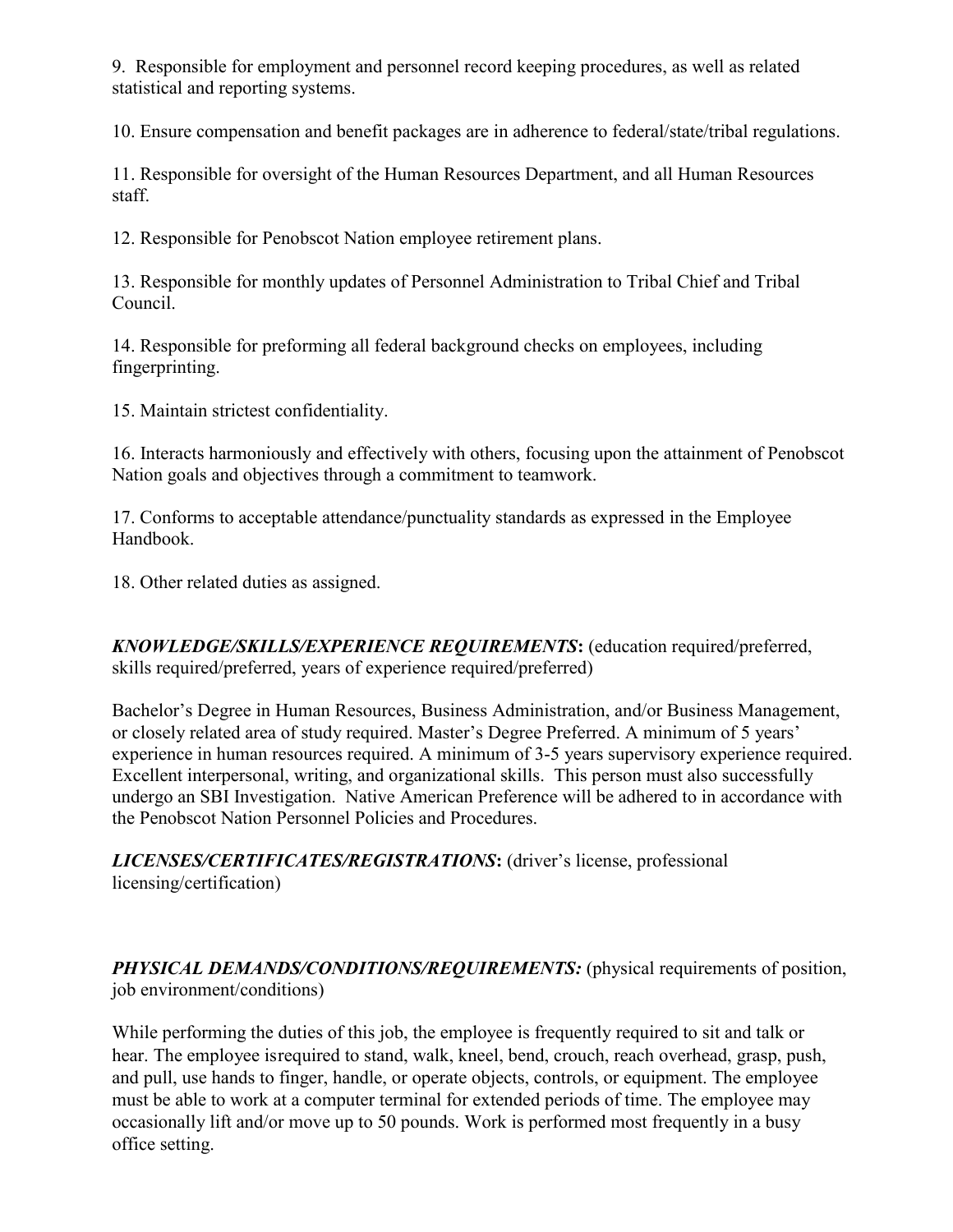9. Responsible for employment and personnel record keeping procedures, as well as related statistical and reporting systems.

10. Ensure compensation and benefit packages are in adherence to federal/state/tribal regulations.

11. Responsible for oversight of the Human Resources Department, and all Human Resources staff.

12. Responsible for Penobscot Nation employee retirement plans.

13. Responsible for monthly updates of Personnel Administration to Tribal Chief and Tribal Council.

14. Responsible for preforming all federal background checks on employees, including fingerprinting.

15. Maintain strictest confidentiality.

16. Interacts harmoniously and effectively with others, focusing upon the attainment of Penobscot Nation goals and objectives through a commitment to teamwork.

17. Conforms to acceptable attendance/punctuality standards as expressed in the Employee Handbook.

18. Other related duties as assigned.

***KNOWLEDGE/SKILLS/EXPERIENCE REQUIREMENTS*:** (education required/preferred, skills required/preferred, years of experience required/preferred)

Bachelor's Degree in Human Resources, Business Administration, and/or Business Management, or closely related area of study required. Master's Degree Preferred. A minimum of 5 years' experience in human resources required. A minimum of 3-5 years supervisory experience required. Excellent interpersonal, writing, and organizational skills. This person must also successfully undergo an SBI Investigation. Native American Preference will be adhered to in accordance with the Penobscot Nation Personnel Policies and Procedures.

***LICENSES/CERTIFICATES/REGISTRATIONS*:** (driver's license, professional licensing/certification)

***PHYSICAL DEMANDS/CONDITIONS/REQUIREMENTS:*** (physical requirements of position, job environment/conditions)

While performing the duties of this job, the employee is frequently required to sit and talk or hear. The employee isrequired to stand, walk, kneel, bend, crouch, reach overhead, grasp, push, and pull, use hands to finger, handle, or operate objects, controls, or equipment. The employee must be able to work at a computer terminal for extended periods of time. The employee may occasionally lift and/or move up to 50 pounds. Work is performed most frequently in a busy office setting.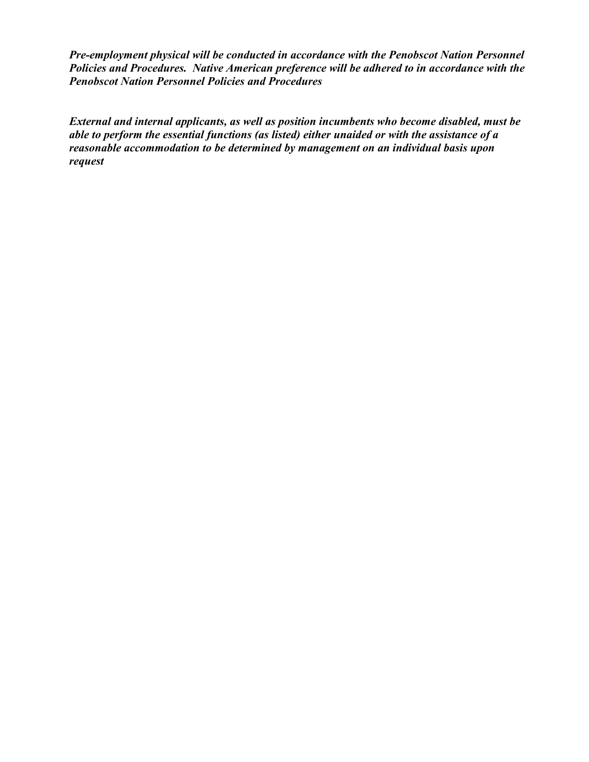***Pre-employment physical will be conducted in accordance with the Penobscot Nation Personnel Policies and Procedures. Native American preference will be adhered to in accordance with the Penobscot Nation Personnel Policies and Procedures***

***External and internal applicants, as well as position incumbents who become disabled, must be able to perform the essential functions (as listed) either unaided or with the assistance of a reasonable accommodation to be determined by management on an individual basis upon request***